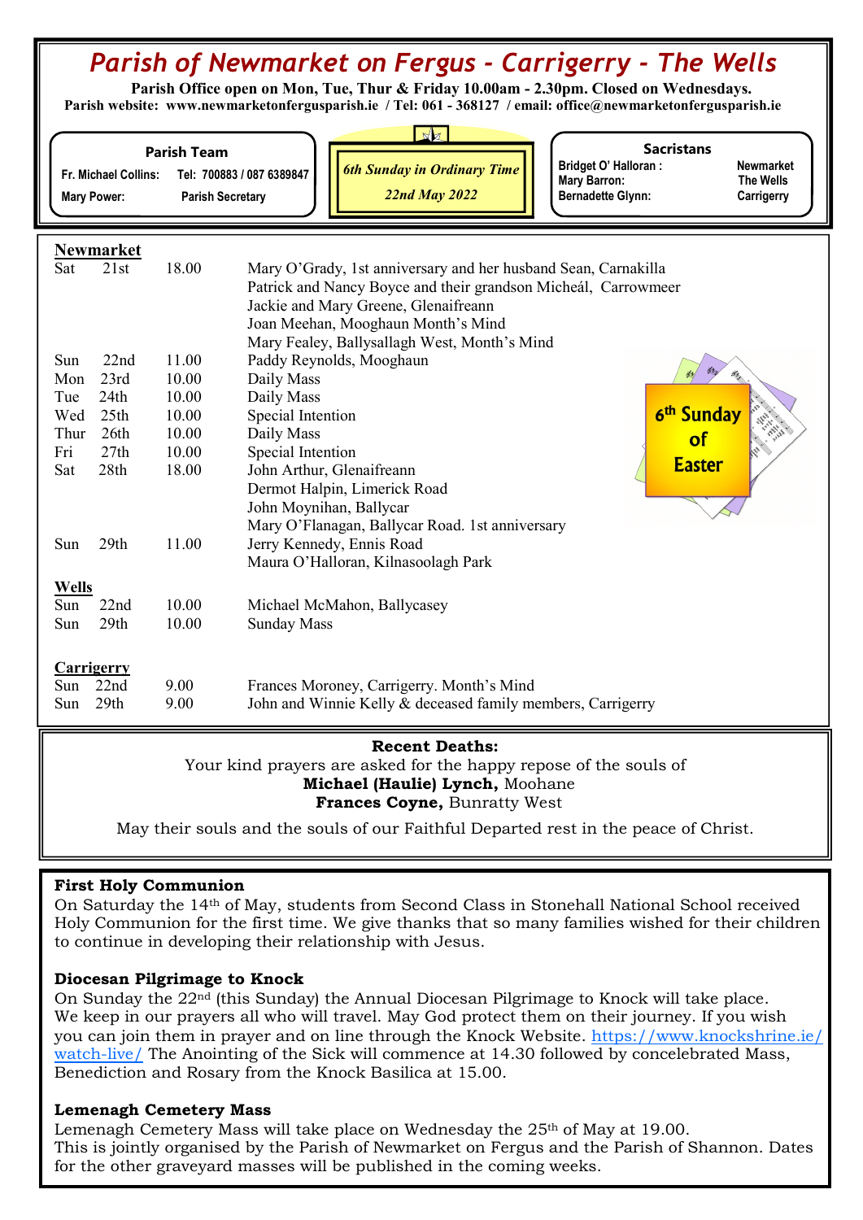# Parish of Newmarket on Fergus - Carrigerry - The Wells

**Parish Office open on Mon, Tue, Thur & Friday 10.00am - 2.30pm. Closed on Wednesdays.**
**Parish website: www.newmarketonfergusparish.ie / Tel: 061 - 368127 / email: office@newmarketonfergusparish.ie**

**Parish Team**
Fr. Michael Collins: Tel: 700883 / 087 6389847
Mary Power: Parish Secretary

*6th Sunday in Ordinary Time*
*22nd May 2022*

**Sacristans**
Bridget O' Halloran : Newmarket
Mary Barron: The Wells
Bernadette Glynn: Carrigerry

**Newmarket**

| | | | |
|---|---|---|---|
| Sat | 21st | 18.00 | Mary O'Grady, 1st anniversary and her husband Sean, Carnakilla |
| | | | Patrick and Nancy Boyce and their grandson Micheál, Carrowmeer |
| | | | Jackie and Mary Greene, Glenaifreann |
| | | | Joan Meehan, Mooghaun Month's Mind |
| | | | Mary Fealey, Ballysallagh West, Month's Mind |
| Sun | 22nd | 11.00 | Paddy Reynolds, Mooghaun |
| Mon | 23rd | 10.00 | Daily Mass |
| Tue | 24th | 10.00 | Daily Mass |
| Wed | 25th | 10.00 | Special Intention |
| Thur | 26th | 10.00 | Daily Mass |
| Fri | 27th | 10.00 | Special Intention |
| Sat | 28th | 18.00 | John Arthur, Glenaifreann |
| | | | Dermot Halpin, Limerick Road |
| | | | John Moynihan, Ballycar |
| | | | Mary O'Flanagan, Ballycar Road. 1st anniversary |
| Sun | 29th | 11.00 | Jerry Kennedy, Ennis Road |
| | | | Maura O'Halloran, Kilnasoolagh Park |

6th Sunday of Easter

**Wells**

| | | | |
|---|---|---|---|
| Sun | 22nd | 10.00 | Michael McMahon, Ballycasey |
| Sun | 29th | 10.00 | Sunday Mass |

**Carrigerry**

| | | | |
|---|---|---|---|
| Sun | 22nd | 9.00 | Frances Moroney, Carrigerry. Month's Mind |
| Sun | 29th | 9.00 | John and Winnie Kelly & deceased family members, Carrigerry |

**Recent Deaths:**
Your kind prayers are asked for the happy repose of the souls of
**Michael (Haulie) Lynch,** Moohane
**Frances Coyne,** Bunratty West

May their souls and the souls of our Faithful Departed rest in the peace of Christ.

**First Holy Communion**
On Saturday the 14th of May, students from Second Class in Stonehall National School received Holy Communion for the first time. We give thanks that so many families wished for their children to continue in developing their relationship with Jesus.

**Diocesan Pilgrimage to Knock**
On Sunday the 22nd (this Sunday) the Annual Diocesan Pilgrimage to Knock will take place. We keep in our prayers all who will travel. May God protect them on their journey. If you wish you can join them in prayer and on line through the Knock Website. https://www.knockshrine.ie/watch-live/ The Anointing of the Sick will commence at 14.30 followed by concelebrated Mass, Benediction and Rosary from the Knock Basilica at 15.00.

**Lemenagh Cemetery Mass**
Lemenagh Cemetery Mass will take place on Wednesday the 25th of May at 19.00.
This is jointly organised by the Parish of Newmarket on Fergus and the Parish of Shannon. Dates for the other graveyard masses will be published in the coming weeks.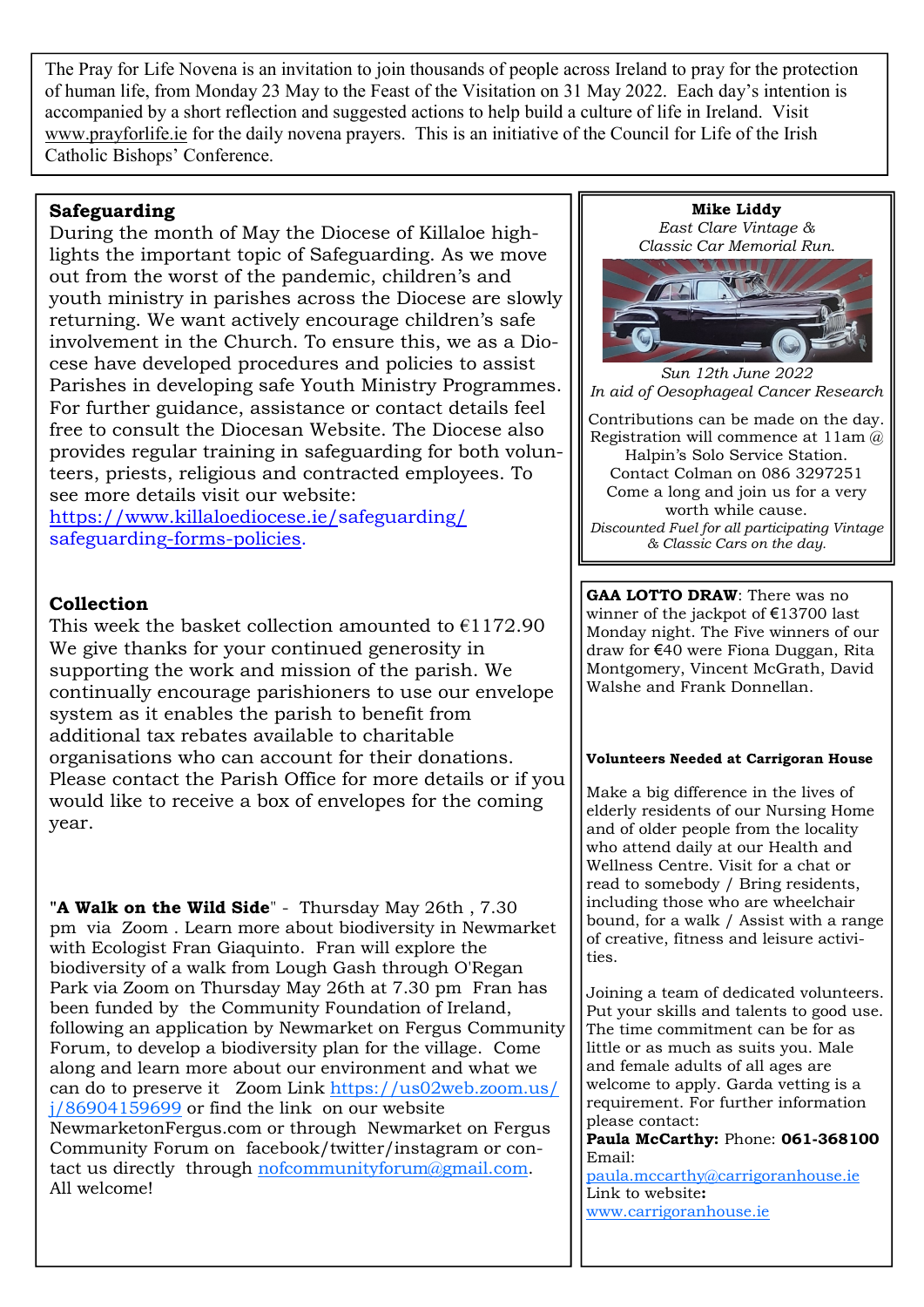The Pray for Life Novena is an invitation to join thousands of people across Ireland to pray for the protection of human life, from Monday 23 May to the Feast of the Visitation on 31 May 2022. Each day's intention is accompanied by a short reflection and suggested actions to help build a culture of life in Ireland. Visit www.prayforlife.ie for the daily novena prayers. This is an initiative of the Council for Life of the Irish Catholic Bishops' Conference.

## Safeguarding

During the month of May the Diocese of Killaloe highlights the important topic of Safeguarding. As we move out from the worst of the pandemic, children's and youth ministry in parishes across the Diocese are slowly returning. We want actively encourage children's safe involvement in the Church. To ensure this, we as a Diocese have developed procedures and policies to assist Parishes in developing safe Youth Ministry Programmes. For further guidance, assistance or contact details feel free to consult the Diocesan Website. The Diocese also provides regular training in safeguarding for both volunteers, priests, religious and contracted employees. To see more details visit our website: https://www.killaloediocese.ie/safeguarding/safeguarding-forms-policies.

## Collection

This week the basket collection amounted to €1172.90 We give thanks for your continued generosity in supporting the work and mission of the parish. We continually encourage parishioners to use our envelope system as it enables the parish to benefit from additional tax rebates available to charitable organisations who can account for their donations. Please contact the Parish Office for more details or if you would like to receive a box of envelopes for the coming year.

**"A Walk on the Wild Side"** - Thursday May 26th , 7.30 pm via Zoom . Learn more about biodiversity in Newmarket with Ecologist Fran Giaquinto. Fran will explore the biodiversity of a walk from Lough Gash through O'Regan Park via Zoom on Thursday May 26th at 7.30 pm Fran has been funded by the Community Foundation of Ireland, following an application by Newmarket on Fergus Community Forum, to develop a biodiversity plan for the village. Come along and learn more about our environment and what we can do to preserve it Zoom Link https://us02web.zoom.us/j/86904159699 or find the link on our website NewmarketonFergus.com or through Newmarket on Fergus Community Forum on facebook/twitter/instagram or contact us directly through nofcommunityforum@gmail.com. All welcome!

**Mike Liddy**

*East Clare Vintage & Classic Car Memorial Run.*

*Sun 12th June 2022*

*In aid of Oesophageal Cancer Research*

Contributions can be made on the day. Registration will commence at 11am @ Halpin's Solo Service Station. Contact Colman on 086 3297251 Come a long and join us for a very worth while cause.

*Discounted Fuel for all participating Vintage & Classic Cars on the day.*

**GAA LOTTO DRAW**: There was no winner of the jackpot of €13700 last Monday night. The Five winners of our draw for €40 were Fiona Duggan, Rita Montgomery, Vincent McGrath, David Walshe and Frank Donnellan.

**Volunteers Needed at Carrigoran House**

Make a big difference in the lives of elderly residents of our Nursing Home and of older people from the locality who attend daily at our Health and Wellness Centre. Visit for a chat or read to somebody / Bring residents, including those who are wheelchair bound, for a walk / Assist with a range of creative, fitness and leisure activities.

Joining a team of dedicated volunteers. Put your skills and talents to good use. The time commitment can be for as little or as much as suits you. Male and female adults of all ages are welcome to apply. Garda vetting is a requirement. For further information please contact:

**Paula McCarthy:** Phone: **061-368100**

Email: paula.mccarthy@carrigoranhouse.ie

Link to website**:** www.carrigoranhouse.ie